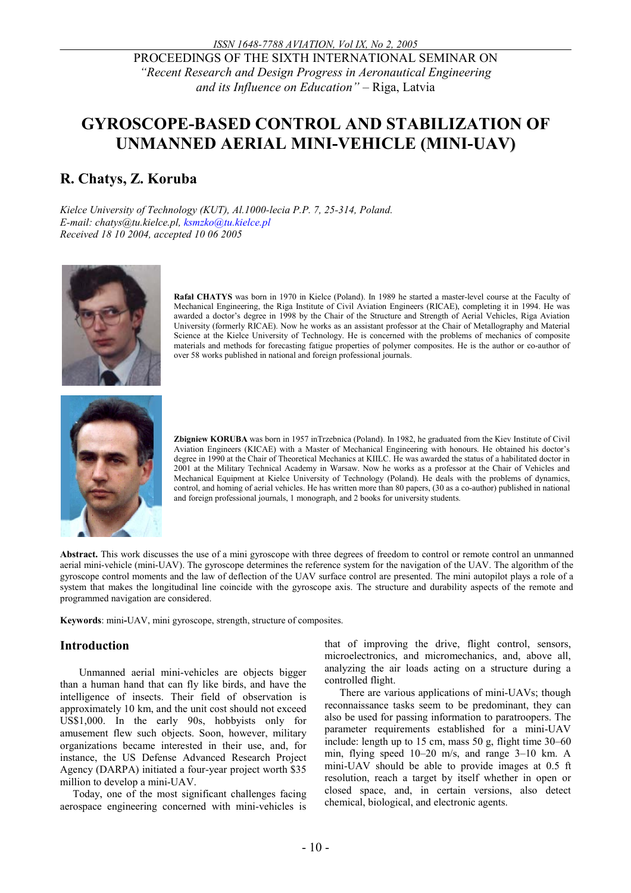PROCEEDINGS OF THE SIXTH INTERNATIONAL SEMINAR ON *"Recent Research and Design Progress in Aeronautical Engineering and its Influence on Education"* – Riga, Latvia

# GYROSCOPE-BASED CONTROL AND STABILIZATION OF UNMANNED AERIAL MINI-VEHICLE (MINI-UAV)

## R. Chatys, Z. Koruba

*Kielce University of Technology (KUT), Al.1000-lecia P.P. 7, 25-314, Poland.*
*E-mail: chatys@tu.kielce.pl, ksmzko@tu.kielce.pl*
*Received 18 10 2004, accepted 10 06 2005*

**Rafał CHATYS** was born in 1970 in Kielce (Poland). In 1989 he started a master-level course at the Faculty of Mechanical Engineering, the Riga Institute of Civil Aviation Engineers (RICAE), completing it in 1994. He was awarded a doctor's degree in 1998 by the Chair of the Structure and Strength of Aerial Vehicles, Riga Aviation University (formerly RICAE). Now he works as an assistant professor at the Chair of Metallography and Material Science at the Kielce University of Technology. He is concerned with the problems of mechanics of composite materials and methods for forecasting fatigue properties of polymer composites. He is the author or co-author of over 58 works published in national and foreign professional journals.

**Zbigniew KORUBA** was born in 1957 inTrzebnica (Poland). In 1982, he graduated from the Kiev Institute of Civil Aviation Engineers (KICAE) with a Master of Mechanical Engineering with honours. He obtained his doctor's degree in 1990 at the Chair of Theoretical Mechanics at KIILC. He was awarded the status of a habilitated doctor in 2001 at the Military Technical Academy in Warsaw. Now he works as a professor at the Chair of Vehicles and Mechanical Equipment at Kielce University of Technology (Poland). He deals with the problems of dynamics, control, and homing of aerial vehicles. He has written more than 80 papers, (30 as a co-author) published in national and foreign professional journals, 1 monograph, and 2 books for university students.

**Abstract.** This work discusses the use of a mini gyroscope with three degrees of freedom to control or remote control an unmanned aerial mini-vehicle (mini-UAV). The gyroscope determines the reference system for the navigation of the UAV. The algorithm of the gyroscope control moments and the law of deflection of the UAV surface control are presented. The mini autopilot plays a role of a system that makes the longitudinal line coincide with the gyroscope axis. The structure and durability aspects of the remote and programmed navigation are considered.

**Keywords**: mini-UAV, mini gyroscope, strength, structure of composites.

## Introduction

Unmanned aerial mini-vehicles are objects bigger than a human hand that can fly like birds, and have the intelligence of insects. Their field of observation is approximately 10 km, and the unit cost should not exceed US$1,000. In the early 90s, hobbyists only for amusement flew such objects. Soon, however, military organizations became interested in their use, and, for instance, the US Defense Advanced Research Project Agency (DARPA) initiated a four-year project worth $35 million to develop a mini-UAV.

Today, one of the most significant challenges facing aerospace engineering concerned with mini-vehicles is that of improving the drive, flight control, sensors, microelectronics, and micromechanics, and, above all, analyzing the air loads acting on a structure during a controlled flight.

There are various applications of mini-UAVs; though reconnaissance tasks seem to be predominant, they can also be used for passing information to paratroopers. The parameter requirements established for a mini-UAV include: length up to 15 cm, mass 50 g, flight time 30–60 min, flying speed 10–20 m/s, and range 3–10 km. A mini-UAV should be able to provide images at 0.5 ft resolution, reach a target by itself whether in open or closed space, and, in certain versions, also detect chemical, biological, and electronic agents.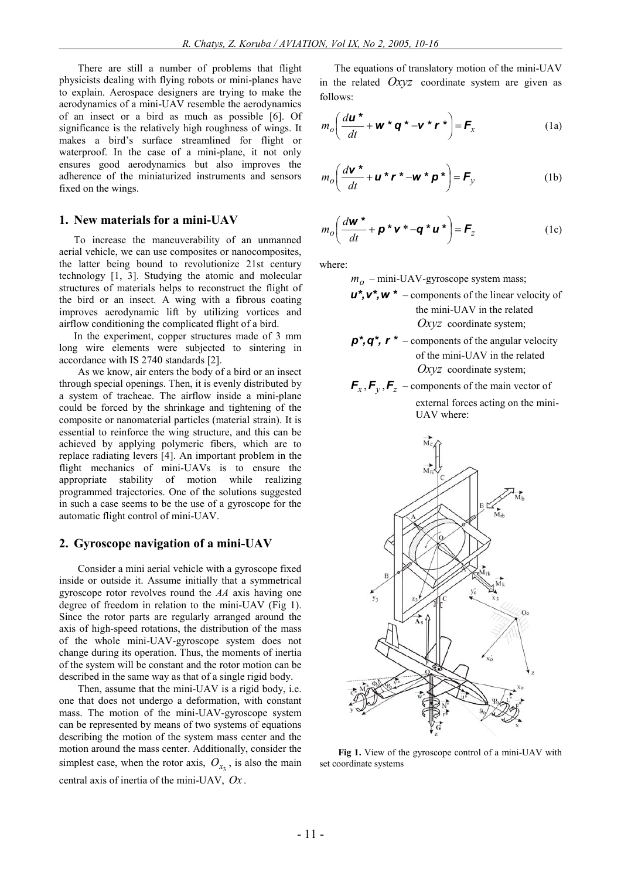There are still a number of problems that flight physicists dealing with flying robots or mini-planes have to explain. Aerospace designers are trying to make the aerodynamics of a mini-UAV resemble the aerodynamics of an insect or a bird as much as possible [6]. Of significance is the relatively high roughness of wings. It makes a bird's surface streamlined for flight or waterproof. In the case of a mini-plane, it not only ensures good aerodynamics but also improves the adherence of the miniaturized instruments and sensors fixed on the wings.

## 1. New materials for a mini-UAV

To increase the maneuverability of an unmanned aerial vehicle, we can use composites or nanocomposites, the latter being bound to revolutionize 21st century technology [1, 3]. Studying the atomic and molecular structures of materials helps to reconstruct the flight of the bird or an insect. A wing with a fibrous coating improves aerodynamic lift by utilizing vortices and airflow conditioning the complicated flight of a bird.

In the experiment, copper structures made of 3 mm long wire elements were subjected to sintering in accordance with IS 2740 standards [2].

As we know, air enters the body of a bird or an insect through special openings. Then, it is evenly distributed by a system of tracheae. The airflow inside a mini-plane could be forced by the shrinkage and tightening of the composite or nanomaterial particles (material strain). It is essential to reinforce the wing structure, and this can be achieved by applying polymeric fibers, which are to replace radiating levers [4]. An important problem in the flight mechanics of mini-UAVs is to ensure the appropriate stability of motion while realizing programmed trajectories. One of the solutions suggested in such a case seems to be the use of a gyroscope for the automatic flight control of mini-UAV.

## 2. Gyroscope navigation of a mini-UAV

Consider a mini aerial vehicle with a gyroscope fixed inside or outside it. Assume initially that a symmetrical gyroscope rotor revolves round the *AA* axis having one degree of freedom in relation to the mini-UAV (Fig 1). Since the rotor parts are regularly arranged around the axis of high-speed rotations, the distribution of the mass of the whole mini-UAV-gyroscope system does not change during its operation. Thus, the moments of inertia of the system will be constant and the rotor motion can be described in the same way as that of a single rigid body.

Then, assume that the mini-UAV is a rigid body, i.e. one that does not undergo a deformation, with constant mass. The motion of the mini-UAV-gyroscope system can be represented by means of two systems of equations describing the motion of the system mass center and the motion around the mass center. Additionally, consider the simplest case, when the rotor axis, $O_{x_3}$, is also the main central axis of inertia of the mini-UAV, $Ox$.

The equations of translatory motion of the mini-UAV in the related $Oxyz$ coordinate system are given as follows:

$$m_o\left(\frac{d\boldsymbol{u}^*}{dt}+\boldsymbol{w}^*\boldsymbol{q}^*-\boldsymbol{v}^*\boldsymbol{r}^*\right)=\boldsymbol{F}_x \tag{1a}$$

$$m_o\left(\frac{d\boldsymbol{v}^*}{dt}+\boldsymbol{u}^*\boldsymbol{r}^*-\boldsymbol{w}^*\boldsymbol{p}^*\right)=\boldsymbol{F}_y \tag{1b}$$

$$m_o\left(\frac{d\boldsymbol{w}^*}{dt}+\boldsymbol{p}^*\boldsymbol{v}^*-\boldsymbol{q}^*\boldsymbol{u}^*\right)=\boldsymbol{F}_z \tag{1c}$$

where:

- $m_o$ – mini-UAV-gyroscope system mass;
- $\boldsymbol{u}^*, \boldsymbol{v}^*, \boldsymbol{w}^*$ – components of the linear velocity of the mini-UAV in the related $Oxyz$ coordinate system;
- $\boldsymbol{p}^*, \boldsymbol{q}^*, \boldsymbol{r}^*$ – components of the angular velocity of the mini-UAV in the related $Oxyz$ coordinate system;
- $\boldsymbol{F}_x, \boldsymbol{F}_y, \boldsymbol{F}_z$ – components of the main vector of external forces acting on the mini-UAV where:

**Fig 1.** View of the gyroscope control of a mini-UAV with set coordinate systems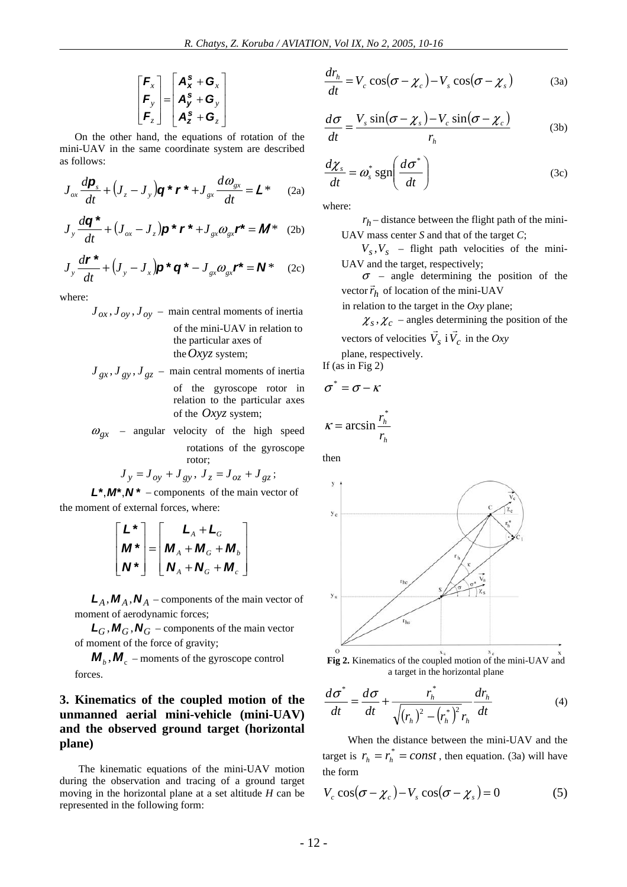$$\begin{bmatrix} \boldsymbol{F}_x \\ \boldsymbol{F}_y \\ \boldsymbol{F}_z \end{bmatrix} = \begin{bmatrix} \boldsymbol{A}_x^s + \boldsymbol{G}_x \\ \boldsymbol{A}_y^s + \boldsymbol{G}_y \\ \boldsymbol{A}_z^s + \boldsymbol{G}_z \end{bmatrix}$$

On the other hand, the equations of rotation of the mini-UAV in the same coordinate system are described as follows:

$$J_{ox}\frac{d\boldsymbol{p}_s}{dt} + \left(J_z - J_y\right)\boldsymbol{q}^*\boldsymbol{r}^* + J_{gx}\frac{d\omega_{gx}}{dt} = \boldsymbol{L}^* \quad (2a)$$

$$J_y\frac{d\boldsymbol{q}^*}{dt} + \left(J_{ox} - J_z\right)\boldsymbol{p}^*\boldsymbol{r}^* + J_{gx}\omega_{gx}\boldsymbol{r}^* = \boldsymbol{M}^* \quad (2b)$$

$$J_y\frac{d\boldsymbol{r}^*}{dt} + \left(J_y - J_x\right)\boldsymbol{p}^*\boldsymbol{q}^* - J_{gx}\omega_{gx}\boldsymbol{r}^* = \boldsymbol{N}^* \quad (2c)$$

where:

$J_{ox}, J_{oy}, J_{oy}$ – main central moments of inertia of the mini-UAV in relation to the particular axes of the $Oxyz$ system;

$J_{gx}, J_{gy}, J_{gz}$ – main central moments of inertia of the gyroscope rotor in relation to the particular axes of the $Oxyz$ system;

$\omega_{gx}$ – angular velocity of the high speed rotations of the gyroscope rotor;

$$J_y = J_{oy} + J_{gy},\ J_z = J_{oz} + J_{gz};$$

$\boldsymbol{L}^*, \boldsymbol{M}^*, \boldsymbol{N}^*$ – components of the main vector of the moment of external forces, where:

$$\begin{bmatrix} \boldsymbol{L}^* \\ \boldsymbol{M}^* \\ \boldsymbol{N}^* \end{bmatrix} = \begin{bmatrix} \boldsymbol{L}_A + \boldsymbol{L}_G \\ \boldsymbol{M}_A + \boldsymbol{M}_G + \boldsymbol{M}_b \\ \boldsymbol{N}_A + \boldsymbol{N}_G + \boldsymbol{M}_c \end{bmatrix}$$

$\boldsymbol{L}_A, \boldsymbol{M}_A, \boldsymbol{N}_A$ – components of the main vector of moment of aerodynamic forces;

$\boldsymbol{L}_G, \boldsymbol{M}_G, \boldsymbol{N}_G$ – components of the main vector of moment of the force of gravity;

$\boldsymbol{M}_b, \boldsymbol{M}_c$ – moments of the gyroscope control forces.

## 3. Kinematics of the coupled motion of the unmanned aerial mini-vehicle (mini-UAV) and the observed ground target (horizontal plane)

The kinematic equations of the mini-UAV motion during the observation and tracing of a ground target moving in the horizontal plane at a set altitude $H$ can be represented in the following form:

$$\frac{dr_h}{dt} = V_c\cos(\sigma - \chi_c) - V_s\cos(\sigma - \chi_s) \quad (3a)$$

$$\frac{d\sigma}{dt} = \frac{V_s\sin(\sigma - \chi_s) - V_c\sin(\sigma - \chi_c)}{r_h} \quad (3b)$$

$$\frac{d\chi_s}{dt} = \omega_s^*\,\mathrm{sgn}\left(\frac{d\sigma^*}{dt}\right) \quad (3c)$$

where:

$r_h$ – distance between the flight path of the mini-UAV mass center $S$ and that of the target $C$;

$V_s, V_s$ – flight path velocities of the mini-UAV and the target, respectively;

$\sigma$ – angle determining the position of the vector $\vec{r}_h$ of location of the mini-UAV in relation to the target in the *Oxy* plane;

$\chi_s, \chi_c$ – angles determining the position of the vectors of velocities $\vec{V}_s$ i $\vec{V}_c$ in the *Oxy* plane, respectively.

If (as in Fig 2)

$$\sigma^* = \sigma - \kappa$$

$$\kappa = \arcsin\frac{r_h^*}{r_h}$$

then

**Fig 2.** Kinematics of the coupled motion of the mini-UAV and a target in the horizontal plane

$$\frac{d\sigma^*}{dt} = \frac{d\sigma}{dt} + \frac{r_h^*}{\sqrt{(r_h)^2 - (r_h^*)^2}\,r_h}\frac{dr_h}{dt} \quad (4)$$

When the distance between the mini-UAV and the target is $r_h = r_h^* = const$, then equation. (3a) will have the form

$$V_c\cos(\sigma - \chi_c) - V_s\cos(\sigma - \chi_s) = 0 \quad (5)$$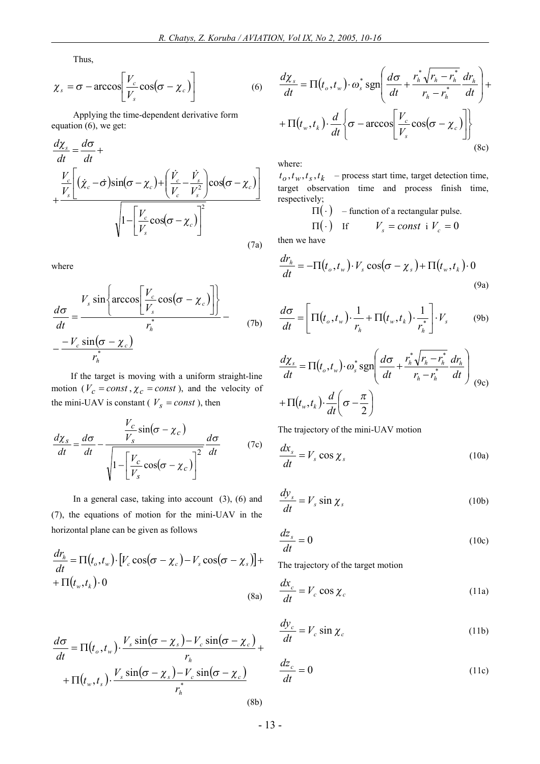Thus,

$$\chi_s = \sigma - \arccos\left[\frac{V_c}{V_s}\cos(\sigma - \chi_c)\right] \tag{6}$$

Applying the time-dependent derivative form equation (6), we get:

$$\frac{d\chi_s}{dt} = \frac{d\sigma}{dt} + \frac{\frac{V_c}{V_s}\left[(\dot{\chi}_c - \dot{\sigma})\sin(\sigma - \chi_c) + \left(\frac{\dot{V}_c}{V_c} - \frac{\dot{V}_s}{V_s^2}\right)\cos(\sigma - \chi_c)\right]}{\sqrt{1 - \left[\frac{V_c}{V_s}\cos(\sigma - \chi_c)\right]^2}} \tag{7a}$$

where

$$\frac{d\sigma}{dt} = \frac{V_s \sin\left\{\arccos\left[\frac{V_c}{V_s}\cos(\sigma - \chi_c)\right]\right\}}{r_h^*} - \frac{-V_c \sin(\sigma - \chi_c)}{r_h^*} \tag{7b}$$

If the target is moving with a uniform straight-line motion ($V_c = const$, $\chi_c = const$), and the velocity of the mini-UAV is constant ($V_s = const$), then

$$\frac{d\chi_s}{dt} = \frac{d\sigma}{dt} - \frac{\frac{V_c}{V_s}\sin(\sigma - \chi_c)}{\sqrt{1 - \left[\frac{V_c}{V_s}\cos(\sigma - \chi_c)\right]^2}}\frac{d\sigma}{dt} \tag{7c}$$

In a general case, taking into account (3), (6) and (7), the equations of motion for the mini-UAV in the horizontal plane can be given as follows

$$\frac{dr_h}{dt} = \Pi(t_o, t_w)\cdot\left[V_c\cos(\sigma - \chi_c) - V_s\cos(\sigma - \chi_s)\right] + \Pi(t_w, t_k)\cdot 0 \tag{8a}$$

$$\frac{d\sigma}{dt} = \Pi(t_o, t_w)\cdot\frac{V_s\sin(\sigma - \chi_s) - V_c\sin(\sigma - \chi_c)}{r_h} + \Pi(t_w, t_s)\cdot\frac{V_s\sin(\sigma - \chi_s) - V_c\sin(\sigma - \chi_c)}{r_h^*} \tag{8b}$$

$$\frac{d\chi_s}{dt} = \Pi(t_o, t_w)\cdot\omega_s^*\,\mathrm{sgn}\left(\frac{d\sigma}{dt} + \frac{r_h^*\sqrt{r_h - r_h^*}}{r_h - r_h^*}\frac{dr_h}{dt}\right) + \Pi(t_w, t_k)\cdot\frac{d}{dt}\left\{\sigma - \arccos\left[\frac{V_c}{V_s}\cos(\sigma - \chi_c)\right]\right\} \tag{8c}$$

where:

$t_o, t_w, t_s, t_k$ – process start time, target detection time, target observation time and process finish time, respectively;

$\Pi(\cdot)$ – function of a rectangular pulse.

$\Pi(\cdot)$ If $V_s = const$ i $V_c = 0$

then we have

$$\frac{dr_h}{dt} = -\Pi(t_o, t_w)\cdot V_s\cos(\sigma - \chi_s) + \Pi(t_w, t_k)\cdot 0 \tag{9a}$$

$$\frac{d\sigma}{dt} = \left[\Pi(t_o, t_w)\cdot\frac{1}{r_h} + \Pi(t_w, t_k)\cdot\frac{1}{r_h^*}\right]\cdot V_s \tag{9b}$$

$$\frac{d\chi_s}{dt} = \Pi(t_o, t_w)\cdot\omega_s^*\,\mathrm{sgn}\left(\frac{d\sigma}{dt} + \frac{r_h^*\sqrt{r_h - r_h^*}}{r_h - r_h^*}\frac{dr_h}{dt}\right) + \Pi(t_w, t_k)\cdot\frac{d}{dt}\left(\sigma - \frac{\pi}{2}\right) \tag{9c}$$

The trajectory of the mini-UAV motion

$$\frac{dx_s}{dt} = V_s\cos\chi_s \tag{10a}$$

$$\frac{dy_s}{dt} = V_s\sin\chi_s \tag{10b}$$

$$\frac{dz_s}{dt} = 0 \tag{10c}$$

The trajectory of the target motion

$$\frac{dx_c}{dt} = V_c\cos\chi_c \tag{11a}$$

$$\frac{dy_c}{dt} = V_c\sin\chi_c \tag{11b}$$

$$\frac{dz_c}{dt} = 0 \tag{11c}$$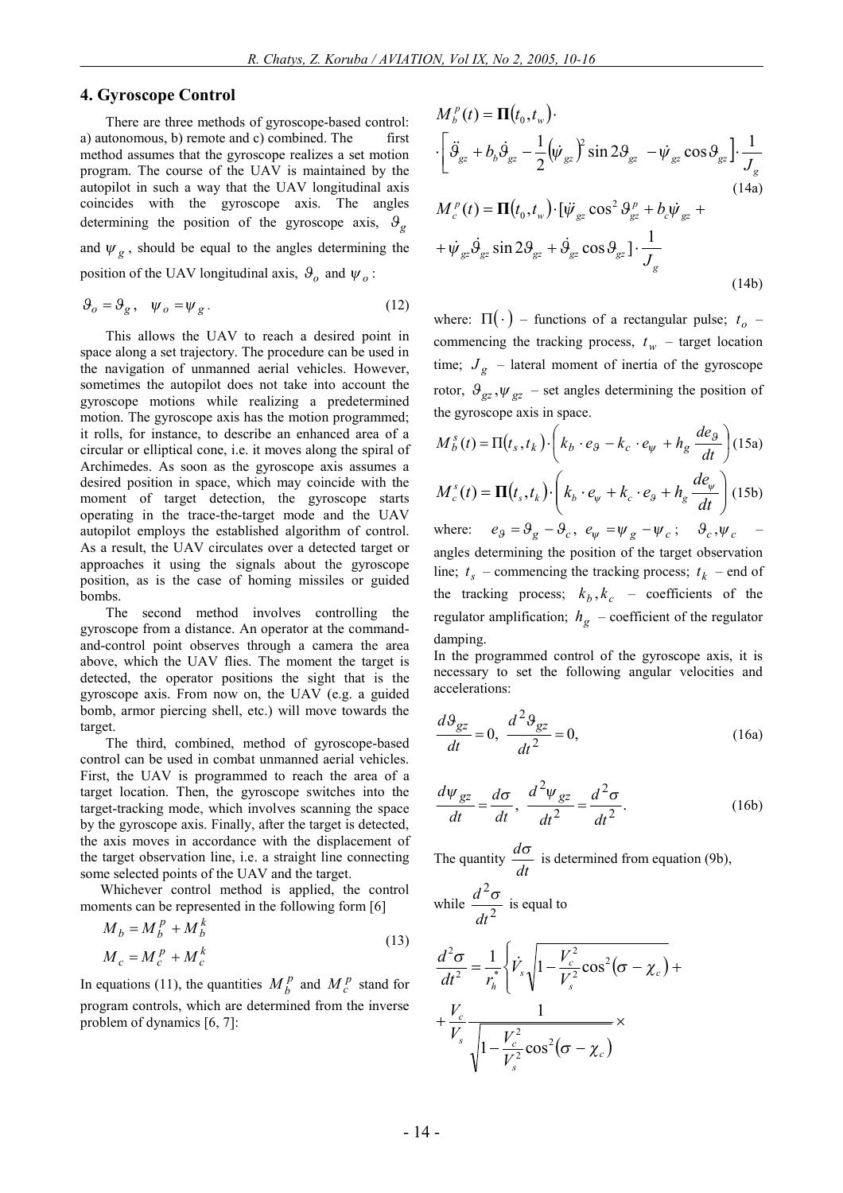## 4. Gyroscope Control

There are three methods of gyroscope-based control: a) autonomous, b) remote and c) combined. The first method assumes that the gyroscope realizes a set motion program. The course of the UAV is maintained by the autopilot in such a way that the UAV longitudinal axis coincides with the gyroscope axis. The angles determining the position of the gyroscope axis, $\vartheta_g$ and $\psi_g$, should be equal to the angles determining the position of the UAV longitudinal axis, $\vartheta_o$ and $\psi_o$:

$$\vartheta_o = \vartheta_g, \quad \psi_o = \psi_g. \tag{12}$$

This allows the UAV to reach a desired point in space along a set trajectory. The procedure can be used in the navigation of unmanned aerial vehicles. However, sometimes the autopilot does not take into account the gyroscope motions while realizing a predetermined motion. The gyroscope axis has the motion programmed; it rolls, for instance, to describe an enhanced area of a circular or elliptical cone, i.e. it moves along the spiral of Archimedes. As soon as the gyroscope axis assumes a desired position in space, which may coincide with the moment of target detection, the gyroscope starts operating in the trace-the-target mode and the UAV autopilot employs the established algorithm of control. As a result, the UAV circulates over a detected target or approaches it using the signals about the gyroscope position, as is the case of homing missiles or guided bombs.

The second method involves controlling the gyroscope from a distance. An operator at the command-and-control point observes through a camera the area above, which the UAV flies. The moment the target is detected, the operator positions the sight that is the gyroscope axis. From now on, the UAV (e.g. a guided bomb, armor piercing shell, etc.) will move towards the target.

The third, combined, method of gyroscope-based control can be used in combat unmanned aerial vehicles. First, the UAV is programmed to reach the area of a target location. Then, the gyroscope switches into the target-tracking mode, which involves scanning the space by the gyroscope axis. Finally, after the target is detected, the axis moves in accordance with the displacement of the target observation line, i.e. a straight line connecting some selected points of the UAV and the target.

Whichever control method is applied, the control moments can be represented in the following form [6]

$$\begin{aligned} M_b &= M_b^p + M_b^k \\ M_c &= M_c^p + M_c^k \end{aligned} \tag{13}$$

In equations (11), the quantities $M_b^p$ and $M_c^p$ stand for program controls, which are determined from the inverse problem of dynamics [6, 7]:

$$M_b^p(t) = \mathbf{\Pi}(t_0, t_w) \cdot \left[ \ddot{\vartheta}_{gz} + b_b \dot{\vartheta}_{gz} - \frac{1}{2} \left( \dot{\psi}_{gz} \right)^2 \sin 2\vartheta_{gz} - \dot{\psi}_{gz} \cos \vartheta_{gz} \right] \cdot \frac{1}{J_g} \tag{14a}$$

$$M_c^p(t) = \mathbf{\Pi}(t_0, t_w) \cdot [\ddot{\psi}_{gz} \cos^2 \vartheta_{gz}^p + b_c \dot{\psi}_{gz} + \dot{\psi}_{gz} \dot{\vartheta}_{gz} \sin 2\vartheta_{gz} + \dot{\vartheta}_{gz} \cos \vartheta_{gz}] \cdot \frac{1}{J_g} \tag{14b}$$

where: $\Pi(\cdot)$ – functions of a rectangular pulse; $t_o$ – commencing the tracking process, $t_w$ – target location time; $J_g$ – lateral moment of inertia of the gyroscope rotor, $\vartheta_{gz}, \psi_{gz}$ – set angles determining the position of the gyroscope axis in space.

$$M_b^s(t) = \Pi(t_s, t_k) \cdot \left( k_b \cdot e_\vartheta - k_c \cdot e_\psi + h_g \frac{de_\vartheta}{dt} \right) \tag{15a}$$

$$M_c^s(t) = \mathbf{\Pi}(t_s, t_k) \cdot \left( k_b \cdot e_\psi + k_c \cdot e_\vartheta + h_g \frac{de_\psi}{dt} \right) \tag{15b}$$

where: $e_\vartheta = \vartheta_g - \vartheta_c$, $e_\psi = \psi_g - \psi_c$; $\vartheta_c, \psi_c$ – angles determining the position of the target observation line; $t_s$ – commencing the tracking process; $t_k$ – end of the tracking process; $k_b, k_c$ – coefficients of the regulator amplification; $h_g$ – coefficient of the regulator damping.

In the programmed control of the gyroscope axis, it is necessary to set the following angular velocities and accelerations:

$$\frac{d\vartheta_{gz}}{dt} = 0, \quad \frac{d^2\vartheta_{gz}}{dt^2} = 0, \tag{16a}$$

$$\frac{d\psi_{gz}}{dt} = \frac{d\sigma}{dt}, \quad \frac{d^2\psi_{gz}}{dt^2} = \frac{d^2\sigma}{dt^2}. \tag{16b}$$

The quantity $\frac{d\sigma}{dt}$ is determined from equation (9b), while $\frac{d^2\sigma}{dt^2}$ is equal to

$$\frac{d^2\sigma}{dt^2} = \frac{1}{r_h^*} \left\{ \dot{V}_s \sqrt{1 - \frac{V_c^2}{V_s^2} \cos^2(\sigma - \chi_c)} + \frac{V_c}{V_s} \frac{1}{\sqrt{1 - \frac{V_c^2}{V_s^2} \cos^2(\sigma - \chi_c)}} \times \right.$$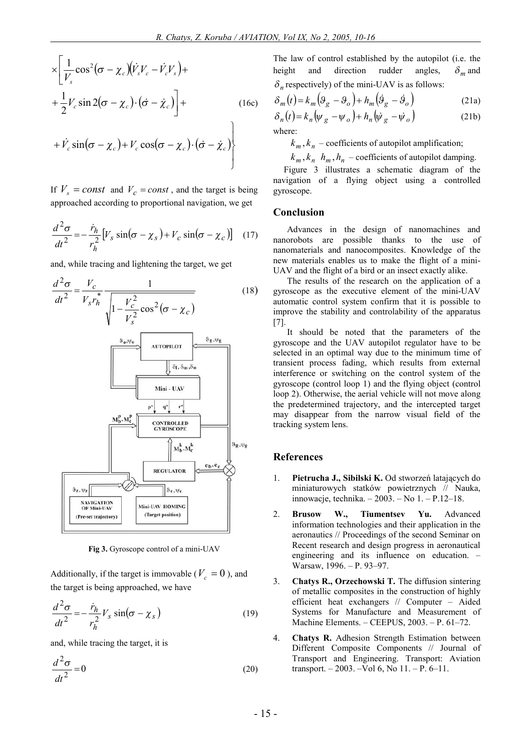$$\times\left[\frac{1}{V_s}\cos^2(\sigma-\chi_c)(\dot{V}_s V_c - \dot{V}_c V_s) + \right.$$

$$\left. + \frac{1}{2}V_c \sin 2(\sigma-\chi_c)\cdot(\dot{\sigma}-\dot{\chi}_c)\right] + \tag{16c}$$

$$\left. + \dot{V}_c \sin(\sigma-\chi_c) + V_c\cos(\sigma-\chi_c)\cdot(\dot{\sigma}-\dot{\chi}_c)\right\}$$

If $V_s = const$ and $V_c = const$, and the target is being approached according to proportional navigation, we get

$$\frac{d^2\sigma}{dt^2} = -\frac{\dot{r}_h}{r_h^2}\left[V_s \sin(\sigma-\chi_s) + V_c \sin(\sigma-\chi_c)\right] \tag{17}$$

and, while tracing and lightening the target, we get

$$\frac{d^2\sigma}{dt^2} = \frac{V_c}{V_s r_h^*}\frac{1}{\sqrt{1-\frac{V_c^2}{V_s^2}\cos^2(\sigma-\chi_c)}} \tag{18}$$

Fig 3. Gyroscope control of a mini-UAV

Additionally, if the target is immovable ($V_c = 0$), and the target is being approached, we have

$$\frac{d^2\sigma}{dt^2} = -\frac{\dot{r}_h}{r_h^2}V_s \sin(\sigma-\chi_s) \tag{19}$$

and, while tracing the target, it is

$$\frac{d^2\sigma}{dt^2} = 0 \tag{20}$$

The law of control established by the autopilot (i.e. the height and direction rudder angles, $\delta_m$ and $\delta_n$ respectively) of the mini-UAV is as follows:

$$\delta_m(t) = k_m(\vartheta_g - \vartheta_o) + h_m(\dot{\vartheta}_g - \dot{\vartheta}_o) \tag{21a}$$

$$\delta_n(t) = k_n(\psi_g - \psi_o) + h_n(\dot{\psi}_g - \dot{\psi}_o) \tag{21b}$$

where:

$k_m, k_n$ – coefficients of autopilot amplification;

$k_m, k_n$ $h_m, h_n$ – coefficients of autopilot damping.

Figure 3 illustrates a schematic diagram of the navigation of a flying object using a controlled gyroscope.

## Conclusion

Advances in the design of nanomachines and nanorobots are possible thanks to the use of nanomaterials and nanocomposites. Knowledge of the new materials enables us to make the flight of a mini-UAV and the flight of a bird or an insect exactly alike.

The results of the research on the application of a gyroscope as the executive element of the mini-UAV automatic control system confirm that it is possible to improve the stability and controlability of the apparatus [7].

It should be noted that the parameters of the gyroscope and the UAV autopilot regulator have to be selected in an optimal way due to the minimum time of transient process fading, which results from external interference or switching on the control system of the gyroscope (control loop 1) and the flying object (control loop 2). Otherwise, the aerial vehicle will not move along the predetermined trajectory, and the intercepted target may disappear from the narrow visual field of the tracking system lens.

## References

1. **Pietrucha J., Sibilski K.** Od stworzeń latających do miniaturowych statków powietrznych // Nauka, innowacje, technika. – 2003. – No 1. – P.12–18.
2. **Brusow W., Tiumentsev Yu.** Advanced information technologies and their application in the aeronautics // Proceedings of the second Seminar on Recent research and design progress in aeronautical engineering and its influence on education. – Warsaw, 1996. – P. 93–97.
3. **Chatys R., Orzechowski T.** The diffusion sintering of metallic composites in the construction of highly efficient heat exchangers // Computer – Aided Systems for Manufacture and Measurement of Machine Elements. – CEEPUS, 2003. – P. 61–72.
4. **Chatys R.** Adhesion Strength Estimation between Different Composite Components // Journal of Transport and Engineering. Transport: Aviation transport. – 2003. –Vol 6, No 11. – P. 6–11.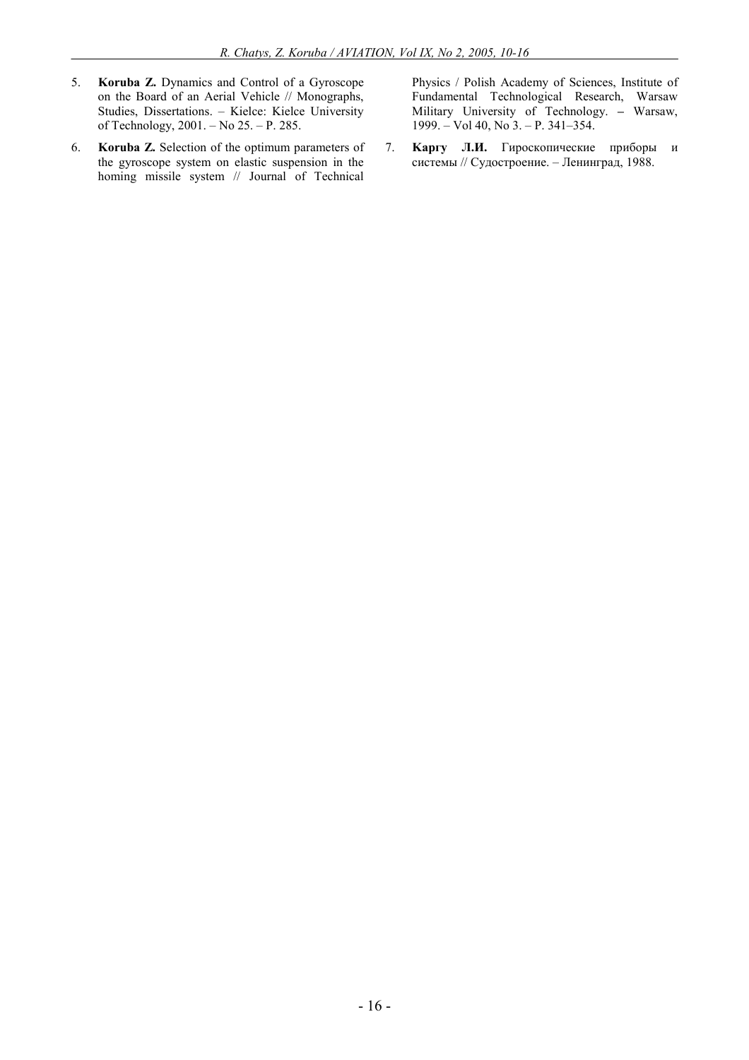5. **Koruba Z.** Dynamics and Control of a Gyroscope on the Board of an Aerial Vehicle // Monographs, Studies, Dissertations. – Kielce: Kielce University of Technology, 2001. – No 25. – P. 285.
6. **Koruba Z.** Selection of the optimum parameters of the gyroscope system on elastic suspension in the homing missile system // Journal of Technical Physics / Polish Academy of Sciences, Institute of Fundamental Technological Research, Warsaw Military University of Technology. – Warsaw, 1999. – Vol 40, No 3. – P. 341–354.
7. **Каргу Л.И.** Гироскопические приборы и системы // Судостроение. – Ленинград, 1988.